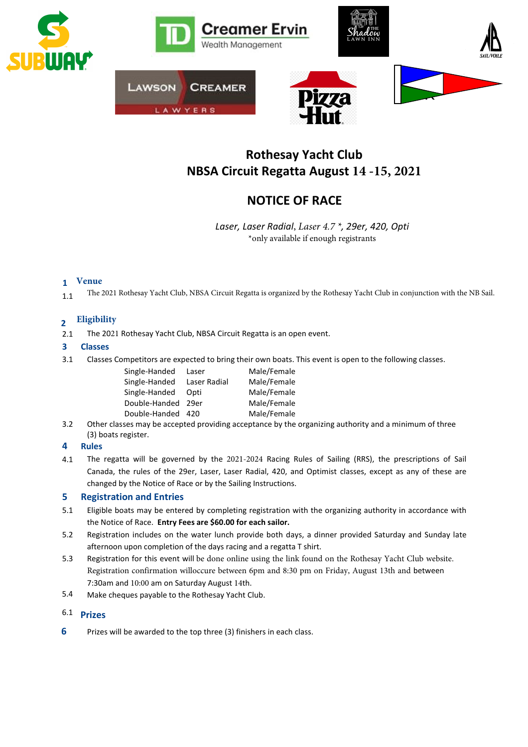# Rothesay Yacht Club
# NBSA Circuit Regatta August 14 -15, 2021

## NOTICE OF RACE

*Laser, Laser Radial, Laser 4.7 \*, 29er, 420, Opti*
\*only available if enough registrants

## 1 Venue

1.1 The 2021 Rothesay Yacht Club, NBSA Circuit Regatta is organized by the Rothesay Yacht Club in conjunction with the NB Sail.

## 2 Eligibility

2.1 The 2021 Rothesay Yacht Club, NBSA Circuit Regatta is an open event.

## 3 Classes

3.1 Classes Competitors are expected to bring their own boats. This event is open to the following classes.

| | | |
|---|---|---|
| Single-Handed | Laser | Male/Female |
| Single-Handed | Laser Radial | Male/Female |
| Single-Handed | Opti | Male/Female |
| Double-Handed | 29er | Male/Female |
| Double-Handed | 420 | Male/Female |

3.2 Other classes may be accepted providing acceptance by the organizing authority and a minimum of three (3) boats register.

## 4 Rules

4.1 The regatta will be governed by the 2021-2024 Racing Rules of Sailing (RRS), the prescriptions of Sail Canada, the rules of the 29er, Laser, Laser Radial, 420, and Optimist classes, except as any of these are changed by the Notice of Race or by the Sailing Instructions.

## 5 Registration and Entries

5.1 Eligible boats may be entered by completing registration with the organizing authority in accordance with the Notice of Race. **Entry Fees are $60.00 for each sailor.**

5.2 Registration includes on the water lunch provide both days, a dinner provided Saturday and Sunday late afternoon upon completion of the days racing and a regatta T shirt.

5.3 Registration for this event will be done online using the link found on the Rothesay Yacht Club website. Registration confirmation willoccure between 6pm and 8:30 pm on Friday, August 13th and between 7:30am and 10:00 am on Saturday August 14th.

5.4 Make cheques payable to the Rothesay Yacht Club.

## 6.1 Prizes

6 Prizes will be awarded to the top three (3) finishers in each class.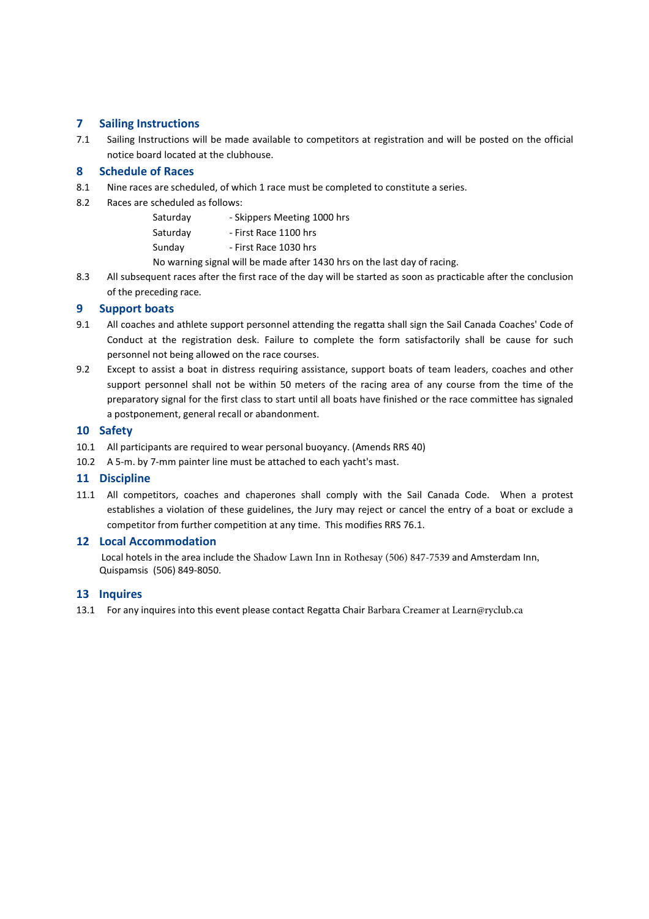## 7 Sailing Instructions

7.1 Sailing Instructions will be made available to competitors at registration and will be posted on the official notice board located at the clubhouse.

## 8 Schedule of Races

8.1 Nine races are scheduled, of which 1 race must be completed to constitute a series.

8.2 Races are scheduled as follows:

Saturday - Skippers Meeting 1000 hrs
Saturday - First Race 1100 hrs
Sunday - First Race 1030 hrs

No warning signal will be made after 1430 hrs on the last day of racing.

8.3 All subsequent races after the first race of the day will be started as soon as practicable after the conclusion of the preceding race.

## 9 Support boats

9.1 All coaches and athlete support personnel attending the regatta shall sign the Sail Canada Coaches' Code of Conduct at the registration desk. Failure to complete the form satisfactorily shall be cause for such personnel not being allowed on the race courses.

9.2 Except to assist a boat in distress requiring assistance, support boats of team leaders, coaches and other support personnel shall not be within 50 meters of the racing area of any course from the time of the preparatory signal for the first class to start until all boats have finished or the race committee has signaled a postponement, general recall or abandonment.

## 10 Safety

10.1 All participants are required to wear personal buoyancy. (Amends RRS 40)

10.2 A 5-m. by 7-mm painter line must be attached to each yacht's mast.

## 11 Discipline

11.1 All competitors, coaches and chaperones shall comply with the Sail Canada Code. When a protest establishes a violation of these guidelines, the Jury may reject or cancel the entry of a boat or exclude a competitor from further competition at any time. This modifies RRS 76.1.

## 12 Local Accommodation

Local hotels in the area include the Shadow Lawn Inn in Rothesay (506) 847-7539 and Amsterdam Inn, Quispamsis (506) 849-8050.

## 13 Inquires

13.1 For any inquires into this event please contact Regatta Chair Barbara Creamer at Learn@ryclub.ca